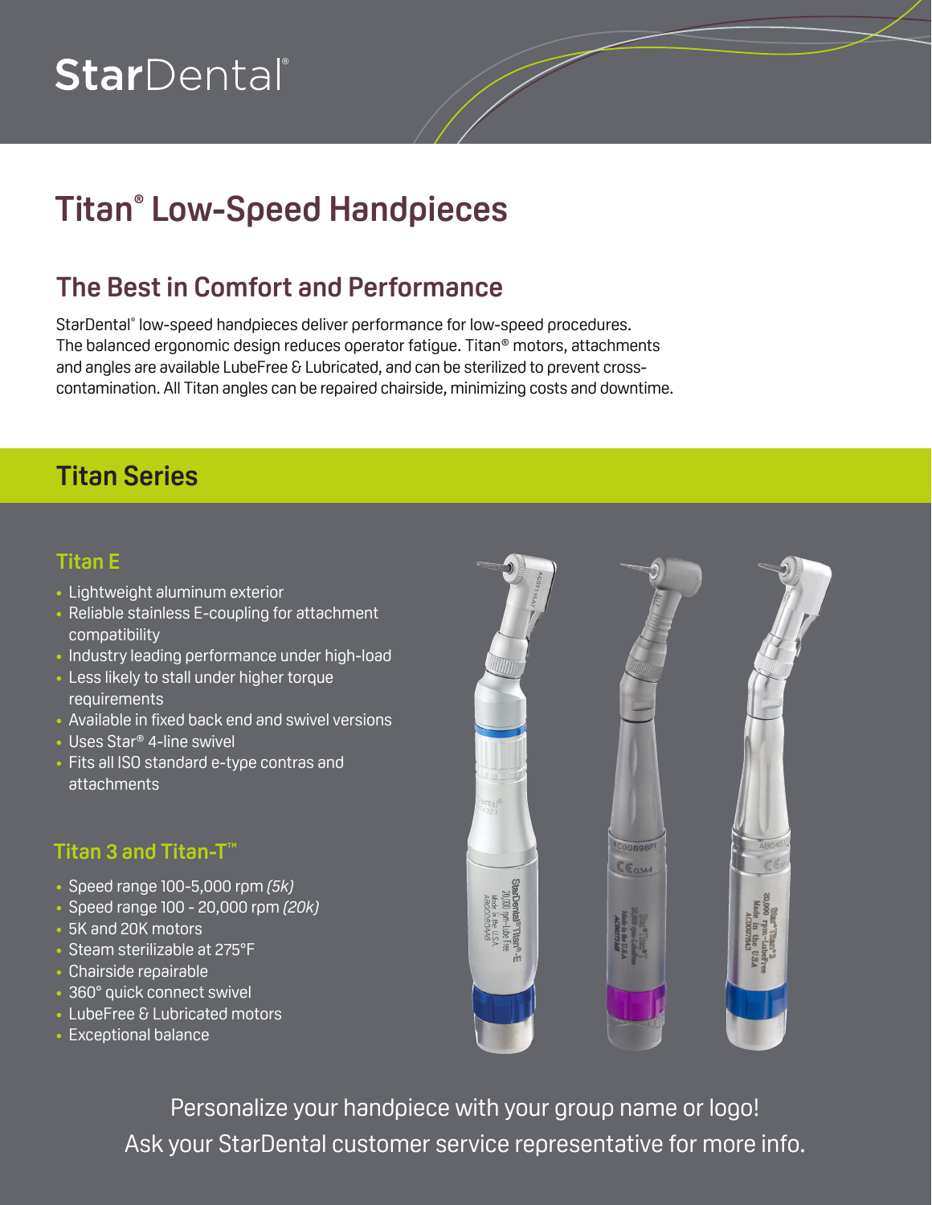StarDental®

# Titan® Low-Speed Handpieces

## The Best in Comfort and Performance

StarDental® low-speed handpieces deliver performance for low-speed procedures. The balanced ergonomic design reduces operator fatigue. Titan® motors, attachments and angles are available LubeFree & Lubricated, and can be sterilized to prevent cross-contamination. All Titan angles can be repaired chairside, minimizing costs and downtime.

## Titan Series

### Titan E

- Lightweight aluminum exterior
- Reliable stainless E-coupling for attachment compatibility
- Industry leading performance under high-load
- Less likely to stall under higher torque requirements
- Available in fixed back end and swivel versions
- Uses Star® 4-line swivel
- Fits all ISO standard e-type contras and attachments

### Titan 3 and Titan-T™

- Speed range 100-5,000 rpm *(5k)*
- Speed range 100 - 20,000 rpm *(20k)*
- 5K and 20K motors
- Steam sterilizable at 275°F
- Chairside repairable
- 360° quick connect swivel
- LubeFree & Lubricated motors
- Exceptional balance

Personalize your handpiece with your group name or logo!
Ask your StarDental customer service representative for more info.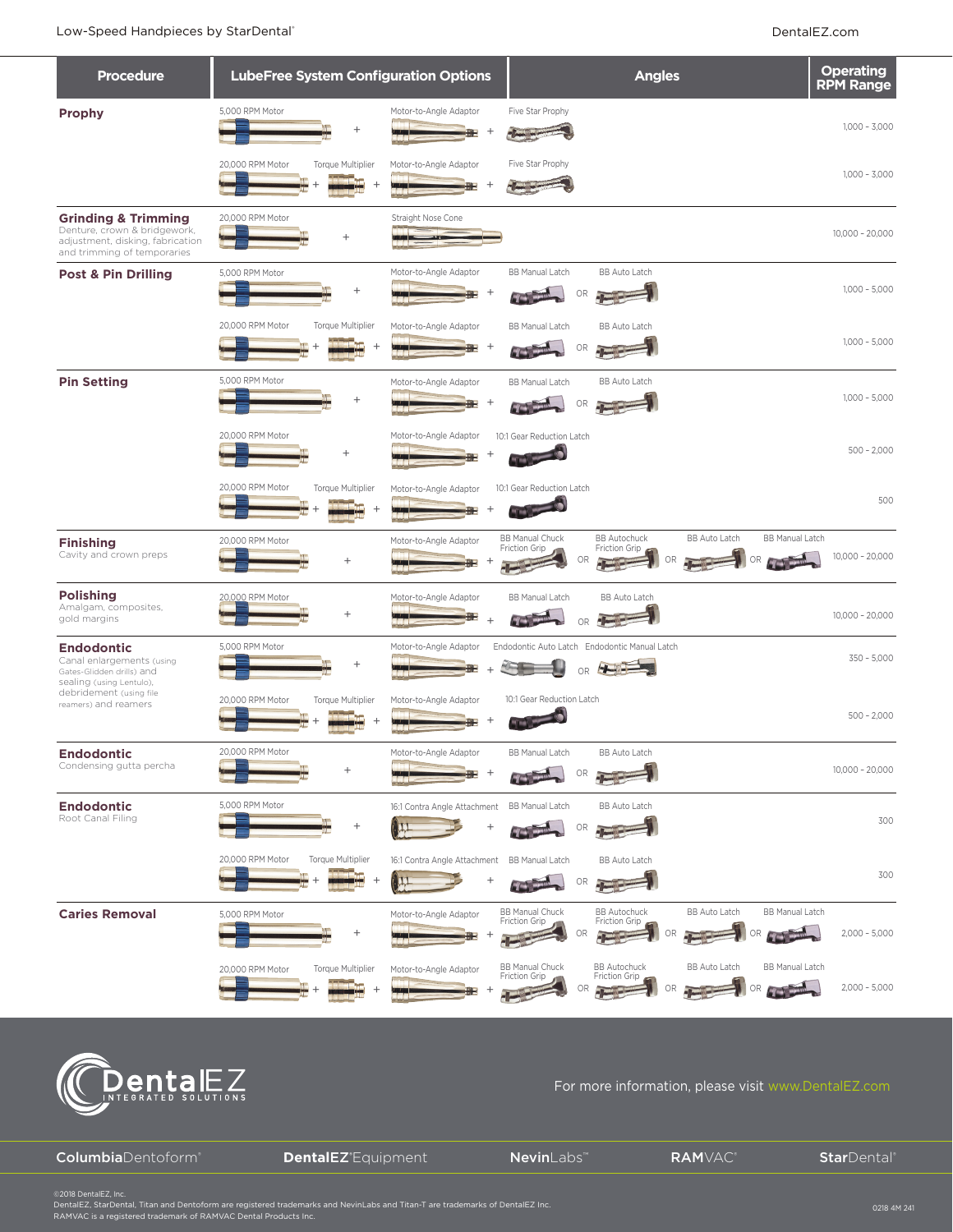| Procedure | LubeFree System Configuration Options | Angles | Operating RPM Range |
|---|---|---|---|
| **Prophy** | 5,000 RPM Motor + Motor-to-Angle Adaptor + | Five Star Prophy | 1,000 - 3,000 |
| | 20,000 RPM Motor + Torque Multiplier + Motor-to-Angle Adaptor + | Five Star Prophy | 1,000 - 3,000 |
| **Grinding & Trimming** Denture, crown & bridgework, adjustment, disking, fabrication and trimming of temporaries | 20,000 RPM Motor + Straight Nose Cone | | 10,000 - 20,000 |
| **Post & Pin Drilling** | 5,000 RPM Motor + Motor-to-Angle Adaptor + | BB Manual Latch OR BB Auto Latch | 1,000 - 5,000 |
| | 20,000 RPM Motor + Torque Multiplier + Motor-to-Angle Adaptor + | BB Manual Latch OR BB Auto Latch | 1,000 - 5,000 |
| **Pin Setting** | 5,000 RPM Motor + Motor-to-Angle Adaptor + | BB Manual Latch OR BB Auto Latch | 1,000 - 5,000 |
| | 20,000 RPM Motor + Motor-to-Angle Adaptor + | 10:1 Gear Reduction Latch | 500 - 2,000 |
| | 20,000 RPM Motor + Torque Multiplier + Motor-to-Angle Adaptor + | 10:1 Gear Reduction Latch | 500 |
| **Finishing** Cavity and crown preps | 20,000 RPM Motor + Motor-to-Angle Adaptor + | BB Manual Chuck Friction Grip OR BB Autochuck Friction Grip OR BB Auto Latch OR BB Manual Latch | 10,000 - 20,000 |
| **Polishing** Amalgam, composites, gold margins | 20,000 RPM Motor + Motor-to-Angle Adaptor + | BB Manual Latch OR BB Auto Latch | 10,000 - 20,000 |
| **Endodontic** Canal enlargements (using Gates-Glidden drills) and sealing (using Lentulo), debridement (using file reamers) and reamers | 5,000 RPM Motor + Motor-to-Angle Adaptor + | Endodontic Auto Latch OR Endodontic Manual Latch | 350 - 5,000 |
| | 20,000 RPM Motor + Torque Multiplier + Motor-to-Angle Adaptor + | 10:1 Gear Reduction Latch | 500 - 2,000 |
| **Endodontic** Condensing gutta percha | 20,000 RPM Motor + Motor-to-Angle Adaptor + | BB Manual Latch OR BB Auto Latch | 10,000 - 20,000 |
| **Endodontic** Root Canal Filing | 5,000 RPM Motor + 16:1 Contra Angle Attachment + | BB Manual Latch OR BB Auto Latch | 300 |
| | 20,000 RPM Motor + Torque Multiplier + 16:1 Contra Angle Attachment + | BB Manual Latch OR BB Auto Latch | 300 |
| **Caries Removal** | 5,000 RPM Motor + Motor-to-Angle Adaptor + | BB Manual Chuck Friction Grip OR BB Autochuck Friction Grip OR BB Auto Latch OR BB Manual Latch | 2,000 - 5,000 |
| | 20,000 RPM Motor + Torque Multiplier + Motor-to-Angle Adaptor + | BB Manual Chuck Friction Grip OR BB Autochuck Friction Grip OR BB Auto Latch OR BB Manual Latch | 2,000 - 5,000 |

DentalEZ INTEGRATED SOLUTIONS

For more information, please visit www.DentalEZ.com

ColumbiaDentoform® DentalEZ®Equipment NevinLabs™ RAMVAC® StarDental®

©2018 DentalEZ, Inc.
DentalEZ, StarDental, Titan and Dentoform are registered trademarks and NevinLabs and Titan-T are trademarks of DentalEZ Inc.
RAMVAC is a registered trademark of RAMVAC Dental Products Inc.

0218 4M 241